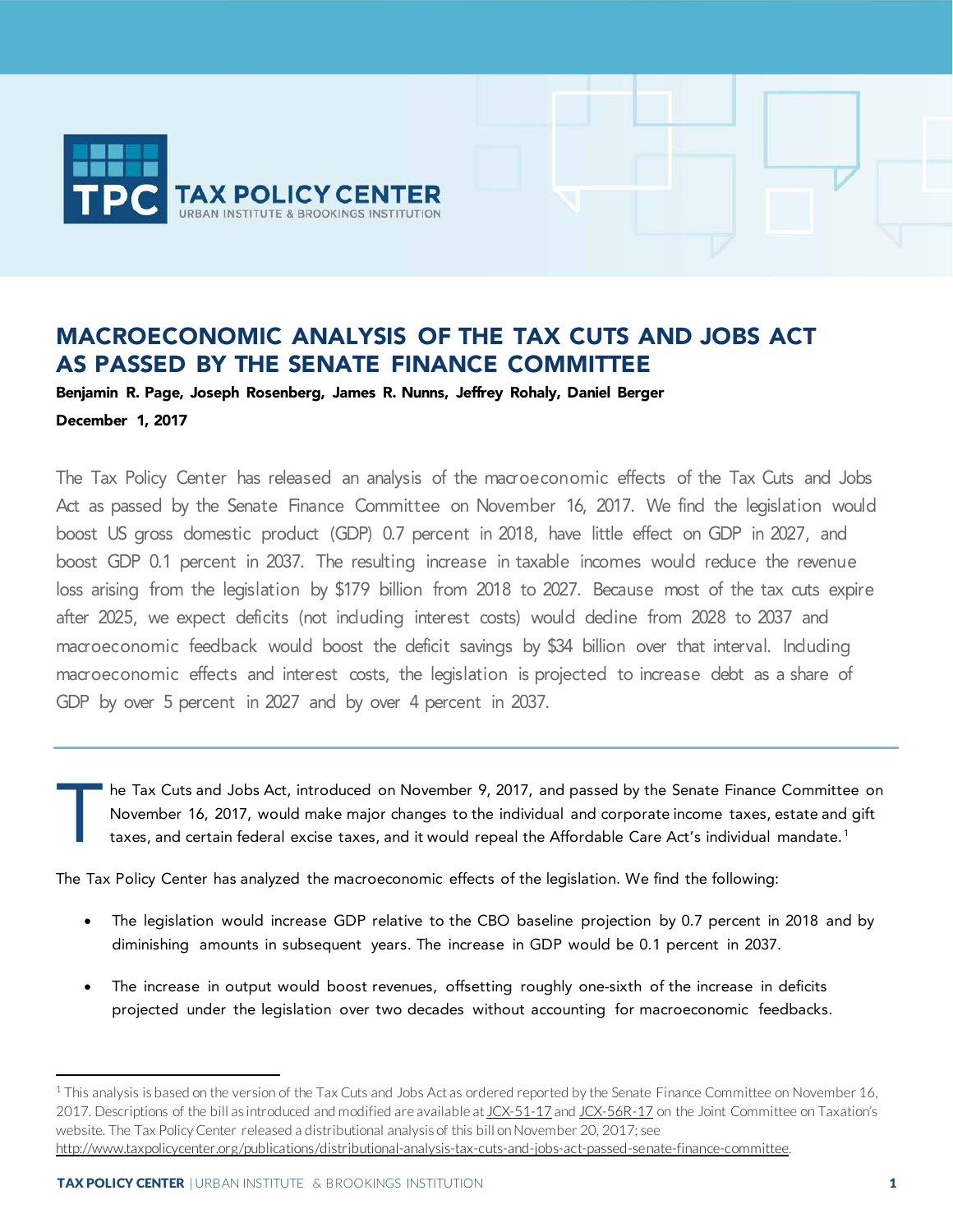# MACROECONOMIC ANALYSIS OF THE TAX CUTS AND JOBS ACT AS PASSED BY THE SENATE FINANCE COMMITTEE

**Benjamin R. Page, Joseph Rosenberg, James R. Nunns, Jeffrey Rohaly, Daniel Berger**

**December 1, 2017**

The Tax Policy Center has released an analysis of the macroeconomic effects of the Tax Cuts and Jobs Act as passed by the Senate Finance Committee on November 16, 2017. We find the legislation would boost US gross domestic product (GDP) 0.7 percent in 2018, have little effect on GDP in 2027, and boost GDP 0.1 percent in 2037. The resulting increase in taxable incomes would reduce the revenue loss arising from the legislation by $179 billion from 2018 to 2027. Because most of the tax cuts expire after 2025, we expect deficits (not including interest costs) would decline from 2028 to 2037 and macroeconomic feedback would boost the deficit savings by $34 billion over that interval. Including macroeconomic effects and interest costs, the legislation is projected to increase debt as a share of GDP by over 5 percent in 2027 and by over 4 percent in 2037.

---

The Tax Cuts and Jobs Act, introduced on November 9, 2017, and passed by the Senate Finance Committee on November 16, 2017, would make major changes to the individual and corporate income taxes, estate and gift taxes, and certain federal excise taxes, and it would repeal the Affordable Care Act's individual mandate.[1]

The Tax Policy Center has analyzed the macroeconomic effects of the legislation. We find the following:

- The legislation would increase GDP relative to the CBO baseline projection by 0.7 percent in 2018 and by diminishing amounts in subsequent years. The increase in GDP would be 0.1 percent in 2037.
- The increase in output would boost revenues, offsetting roughly one-sixth of the increase in deficits projected under the legislation over two decades without accounting for macroeconomic feedbacks.

---

[1] This analysis is based on the version of the Tax Cuts and Jobs Act as ordered reported by the Senate Finance Committee on November 16, 2017. Descriptions of the bill as introduced and modified are available at JCX-51-17 and JCX-56R-17 on the Joint Committee on Taxation's website. The Tax Policy Center released a distributional analysis of this bill on November 20, 2017; see http://www.taxpolicycenter.org/publications/distributional-analysis-tax-cuts-and-jobs-act-passed-senate-finance-committee.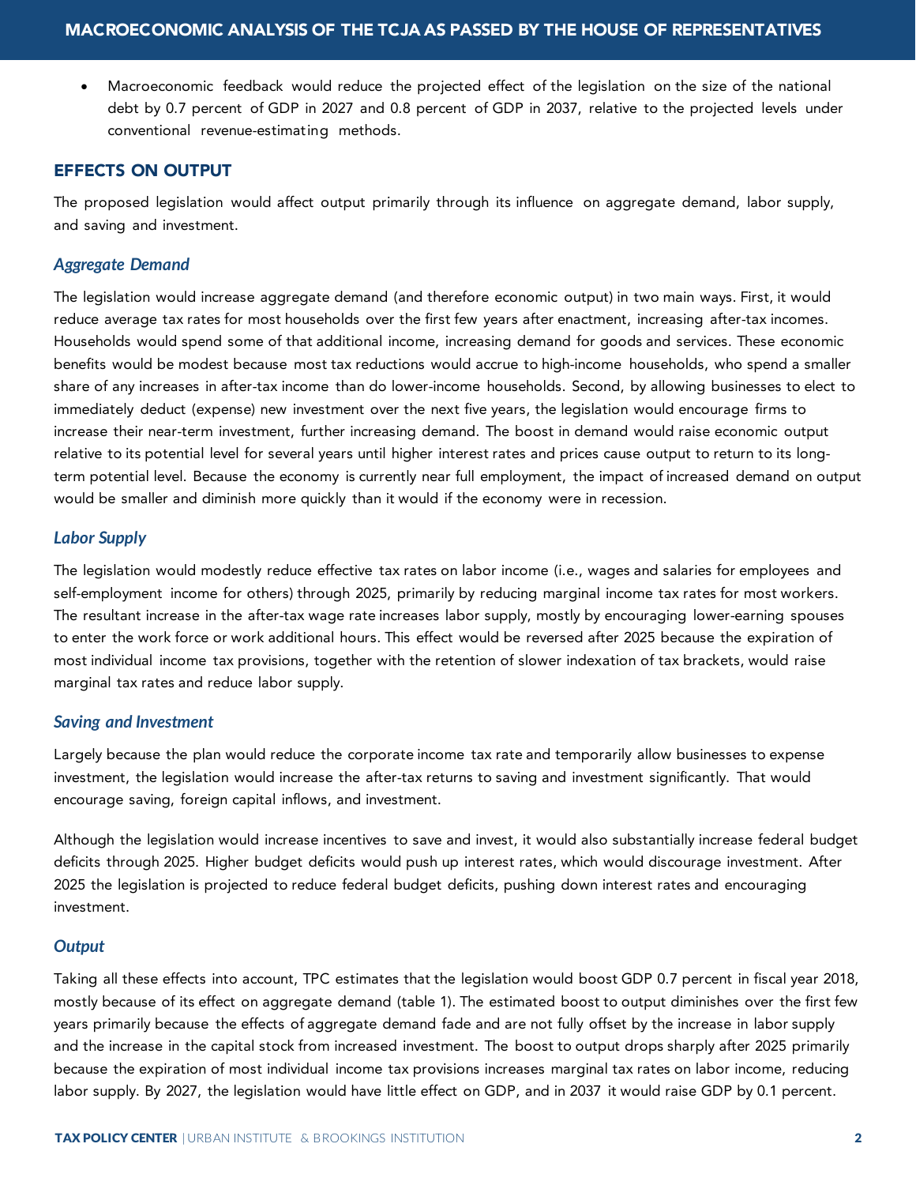- Macroeconomic feedback would reduce the projected effect of the legislation on the size of the national debt by 0.7 percent of GDP in 2027 and 0.8 percent of GDP in 2037, relative to the projected levels under conventional revenue-estimating methods.

## EFFECTS ON OUTPUT

The proposed legislation would affect output primarily through its influence on aggregate demand, labor supply, and saving and investment.

### *Aggregate Demand*

The legislation would increase aggregate demand (and therefore economic output) in two main ways. First, it would reduce average tax rates for most households over the first few years after enactment, increasing after-tax incomes. Households would spend some of that additional income, increasing demand for goods and services. These economic benefits would be modest because most tax reductions would accrue to high-income households, who spend a smaller share of any increases in after-tax income than do lower-income households. Second, by allowing businesses to elect to immediately deduct (expense) new investment over the next five years, the legislation would encourage firms to increase their near-term investment, further increasing demand. The boost in demand would raise economic output relative to its potential level for several years until higher interest rates and prices cause output to return to its long-term potential level. Because the economy is currently near full employment, the impact of increased demand on output would be smaller and diminish more quickly than it would if the economy were in recession.

### *Labor Supply*

The legislation would modestly reduce effective tax rates on labor income (i.e., wages and salaries for employees and self-employment income for others) through 2025, primarily by reducing marginal income tax rates for most workers. The resultant increase in the after-tax wage rate increases labor supply, mostly by encouraging lower-earning spouses to enter the work force or work additional hours. This effect would be reversed after 2025 because the expiration of most individual income tax provisions, together with the retention of slower indexation of tax brackets, would raise marginal tax rates and reduce labor supply.

### *Saving and Investment*

Largely because the plan would reduce the corporate income tax rate and temporarily allow businesses to expense investment, the legislation would increase the after-tax returns to saving and investment significantly. That would encourage saving, foreign capital inflows, and investment.

Although the legislation would increase incentives to save and invest, it would also substantially increase federal budget deficits through 2025. Higher budget deficits would push up interest rates, which would discourage investment. After 2025 the legislation is projected to reduce federal budget deficits, pushing down interest rates and encouraging investment.

### *Output*

Taking all these effects into account, TPC estimates that the legislation would boost GDP 0.7 percent in fiscal year 2018, mostly because of its effect on aggregate demand (table 1). The estimated boost to output diminishes over the first few years primarily because the effects of aggregate demand fade and are not fully offset by the increase in labor supply and the increase in the capital stock from increased investment. The boost to output drops sharply after 2025 primarily because the expiration of most individual income tax provisions increases marginal tax rates on labor income, reducing labor supply. By 2027, the legislation would have little effect on GDP, and in 2037 it would raise GDP by 0.1 percent.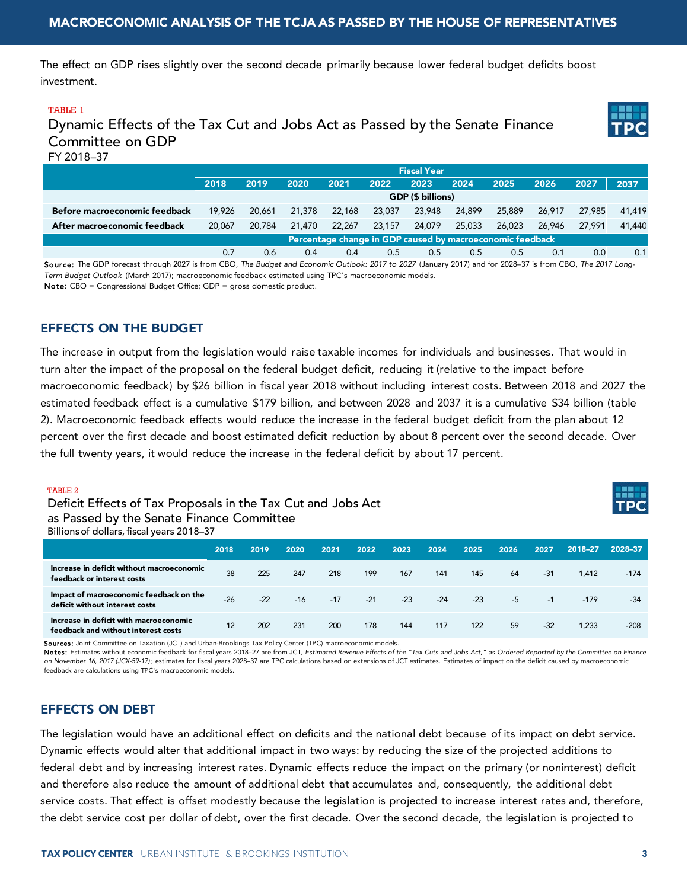The effect on GDP rises slightly over the second decade primarily because lower federal budget deficits boost investment.

TABLE 1

### Dynamic Effects of the Tax Cut and Jobs Act as Passed by the Senate Finance Committee on GDP

FY 2018–37

| | Fiscal Year | | | | | | | | | | |
|---|---|---|---|---|---|---|---|---|---|---|---|
| | 2018 | 2019 | 2020 | 2021 | 2022 | 2023 | 2024 | 2025 | 2026 | 2027 | 2037 |
| | GDP ($ billions) | | | | | | | | | | |
| **Before macroeconomic feedback** | 19,926 | 20,661 | 21,378 | 22,168 | 23,037 | 23,948 | 24,899 | 25,889 | 26,917 | 27,985 | 41,419 |
| **After macroeconomic feedback** | 20,067 | 20,784 | 21,470 | 22,267 | 23,157 | 24,079 | 25,033 | 26,023 | 26,946 | 27,991 | 41,440 |
| | Percentage change in GDP caused by macroeconomic feedback | | | | | | | | | | |
| | 0.7 | 0.6 | 0.4 | 0.4 | 0.5 | 0.5 | 0.5 | 0.5 | 0.1 | 0.0 | 0.1 |

**Source:** The GDP forecast through 2027 is from CBO, *The Budget and Economic Outlook: 2017 to 2027* (January 2017) and for 2028–37 is from CBO, *The 2017 Long-Term Budget Outlook* (March 2017); macroeconomic feedback estimated using TPC's macroeconomic models.
**Note:** CBO = Congressional Budget Office; GDP = gross domestic product.

## EFFECTS ON THE BUDGET

The increase in output from the legislation would raise taxable incomes for individuals and businesses. That would in turn alter the impact of the proposal on the federal budget deficit, reducing it (relative to the impact before macroeconomic feedback) by $26 billion in fiscal year 2018 without including interest costs. Between 2018 and 2027 the estimated feedback effect is a cumulative $179 billion, and between 2028 and 2037 it is a cumulative $34 billion (table 2). Macroeconomic feedback effects would reduce the increase in the federal budget deficit from the plan about 12 percent over the first decade and boost estimated deficit reduction by about 8 percent over the second decade. Over the full twenty years, it would reduce the increase in the federal deficit by about 17 percent.

TABLE 2

### Deficit Effects of Tax Proposals in the Tax Cut and Jobs Act as Passed by the Senate Finance Committee

Billions of dollars, fiscal years 2018–37

| | 2018 | 2019 | 2020 | 2021 | 2022 | 2023 | 2024 | 2025 | 2026 | 2027 | 2018–27 | 2028–37 |
|---|---|---|---|---|---|---|---|---|---|---|---|---|
| **Increase in deficit without macroeconomic feedback or interest costs** | 38 | 225 | 247 | 218 | 199 | 167 | 141 | 145 | 64 | -31 | 1,412 | -174 |
| **Impact of macroeconomic feedback on the deficit without interest costs** | -26 | -22 | -16 | -17 | -21 | -23 | -24 | -23 | -5 | -1 | -179 | -34 |
| **Increase in deficit with macroeconomic feedback and without interest costs** | 12 | 202 | 231 | 200 | 178 | 144 | 117 | 122 | 59 | -32 | 1,233 | -208 |

**Sources:** Joint Committee on Taxation (JCT) and Urban-Brookings Tax Policy Center (TPC) macroeconomic models.
**Notes:** Estimates without economic feedback for fiscal years 2018–27 are from JCT, *Estimated Revenue Effects of the "Tax Cuts and Jobs Act," as Ordered Reported by the Committee on Finance on November 16, 2017 (JCX-59-17)*; estimates for fiscal years 2028–37 are TPC calculations based on extensions of JCT estimates. Estimates of impact on the deficit caused by macroeconomic feedback are calculations using TPC's macroeconomic models.

## EFFECTS ON DEBT

The legislation would have an additional effect on deficits and the national debt because of its impact on debt service. Dynamic effects would alter that additional impact in two ways: by reducing the size of the projected additions to federal debt and by increasing interest rates. Dynamic effects reduce the impact on the primary (or noninterest) deficit and therefore also reduce the amount of additional debt that accumulates and, consequently, the additional debt service costs. That effect is offset modestly because the legislation is projected to increase interest rates and, therefore, the debt service cost per dollar of debt, over the first decade. Over the second decade, the legislation is projected to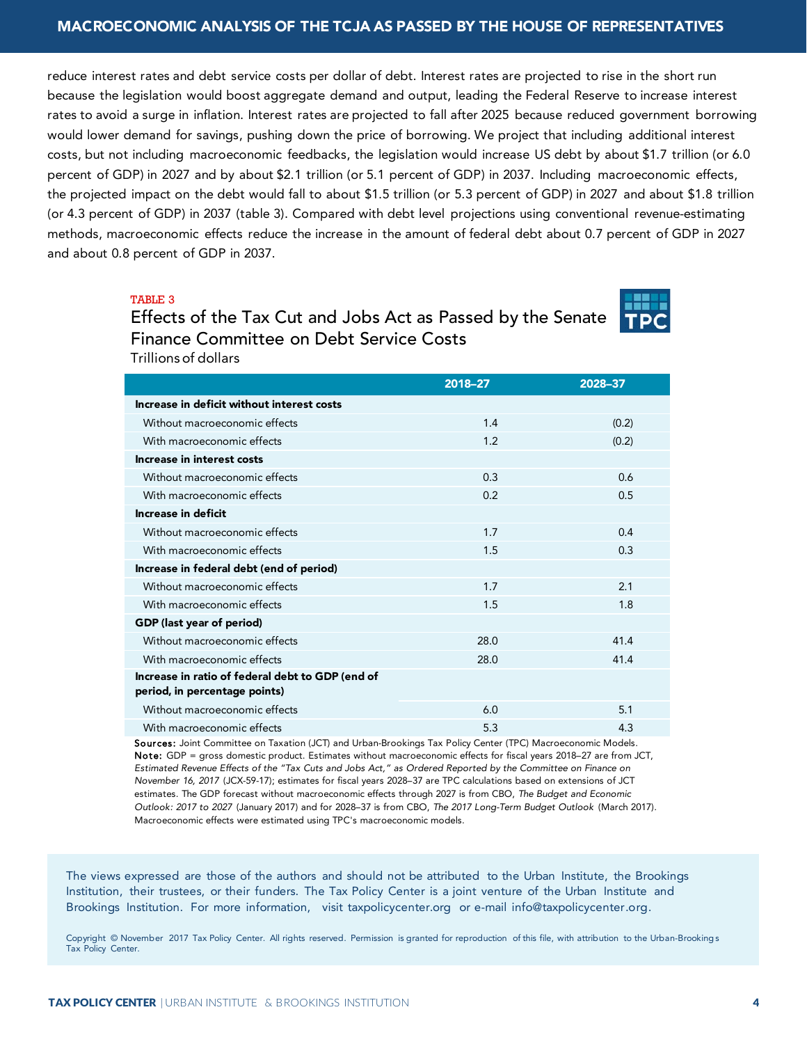reduce interest rates and debt service costs per dollar of debt. Interest rates are projected to rise in the short run because the legislation would boost aggregate demand and output, leading the Federal Reserve to increase interest rates to avoid a surge in inflation. Interest rates are projected to fall after 2025 because reduced government borrowing would lower demand for savings, pushing down the price of borrowing. We project that including additional interest costs, but not including macroeconomic feedbacks, the legislation would increase US debt by about $1.7 trillion (or 6.0 percent of GDP) in 2027 and by about $2.1 trillion (or 5.1 percent of GDP) in 2037. Including macroeconomic effects, the projected impact on the debt would fall to about $1.5 trillion (or 5.3 percent of GDP) in 2027 and about $1.8 trillion (or 4.3 percent of GDP) in 2037 (table 3). Compared with debt level projections using conventional revenue-estimating methods, macroeconomic effects reduce the increase in the amount of federal debt about 0.7 percent of GDP in 2027 and about 0.8 percent of GDP in 2037.

TABLE 3

**Effects of the Tax Cut and Jobs Act as Passed by the Senate Finance Committee on Debt Service Costs**

Trillions of dollars

| | 2018–27 | 2028–37 |
|---|---|---|
| **Increase in deficit without interest costs** | | |
| Without macroeconomic effects | 1.4 | (0.2) |
| With macroeconomic effects | 1.2 | (0.2) |
| **Increase in interest costs** | | |
| Without macroeconomic effects | 0.3 | 0.6 |
| With macroeconomic effects | 0.2 | 0.5 |
| **Increase in deficit** | | |
| Without macroeconomic effects | 1.7 | 0.4 |
| With macroeconomic effects | 1.5 | 0.3 |
| **Increase in federal debt (end of period)** | | |
| Without macroeconomic effects | 1.7 | 2.1 |
| With macroeconomic effects | 1.5 | 1.8 |
| **GDP (last year of period)** | | |
| Without macroeconomic effects | 28.0 | 41.4 |
| With macroeconomic effects | 28.0 | 41.4 |
| **Increase in ratio of federal debt to GDP (end of period, in percentage points)** | | |
| Without macroeconomic effects | 6.0 | 5.1 |
| With macroeconomic effects | 5.3 | 4.3 |

**Sources:** Joint Committee on Taxation (JCT) and Urban-Brookings Tax Policy Center (TPC) Macroeconomic Models.
**Note:** GDP = gross domestic product. Estimates without macroeconomic effects for fiscal years 2018–27 are from JCT, *Estimated Revenue Effects of the "Tax Cuts and Jobs Act," as Ordered Reported by the Committee on Finance on November 16, 2017* (JCX-59-17); estimates for fiscal years 2028–37 are TPC calculations based on extensions of JCT estimates. The GDP forecast without macroeconomic effects through 2027 is from CBO, *The Budget and Economic Outlook: 2017 to 2027* (January 2017) and for 2028–37 is from CBO, *The 2017 Long-Term Budget Outlook* (March 2017). Macroeconomic effects were estimated using TPC's macroeconomic models.

The views expressed are those of the authors and should not be attributed to the Urban Institute, the Brookings Institution, their trustees, or their funders. The Tax Policy Center is a joint venture of the Urban Institute and Brookings Institution. For more information, visit taxpolicycenter.org or e-mail info@taxpolicycenter.org.

Copyright © November 2017 Tax Policy Center. All rights reserved. Permission is granted for reproduction of this file, with attribution to the Urban-Brookings Tax Policy Center.